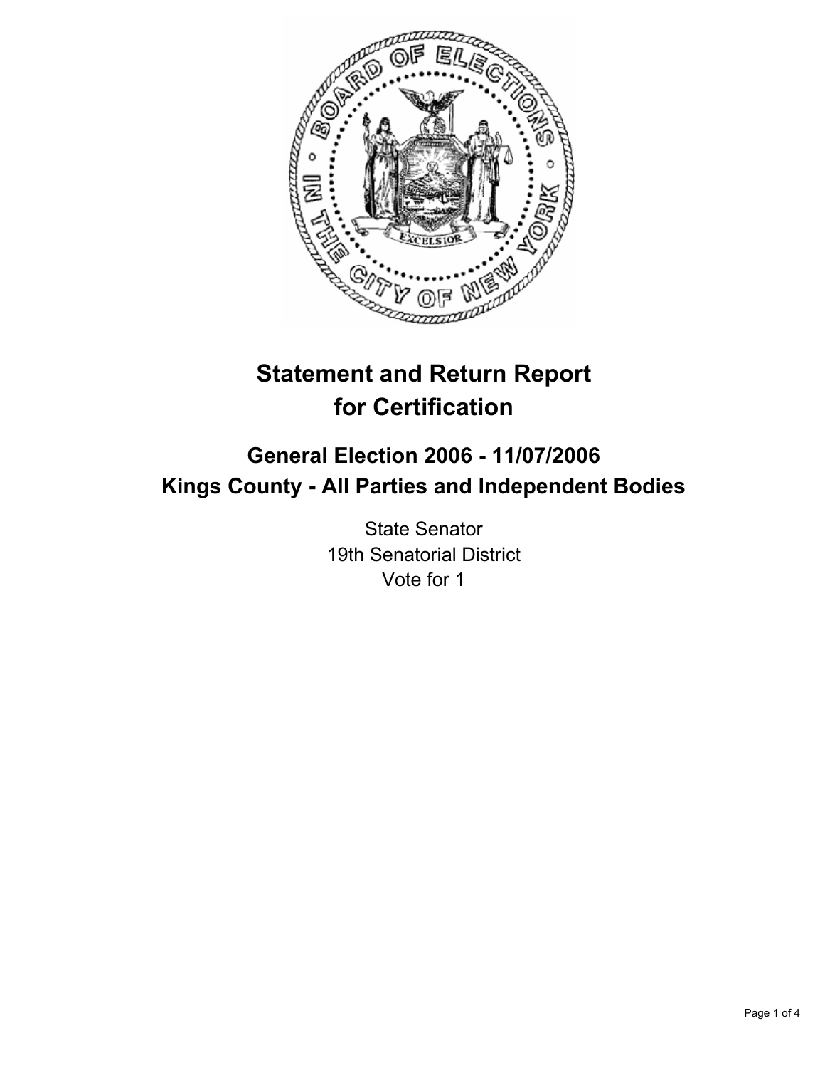# Statement and Return Report for Certification

## General Election 2006 - 11/07/2006
## Kings County - All Parties and Independent Bodies

State Senator
19th Senatorial District
Vote for 1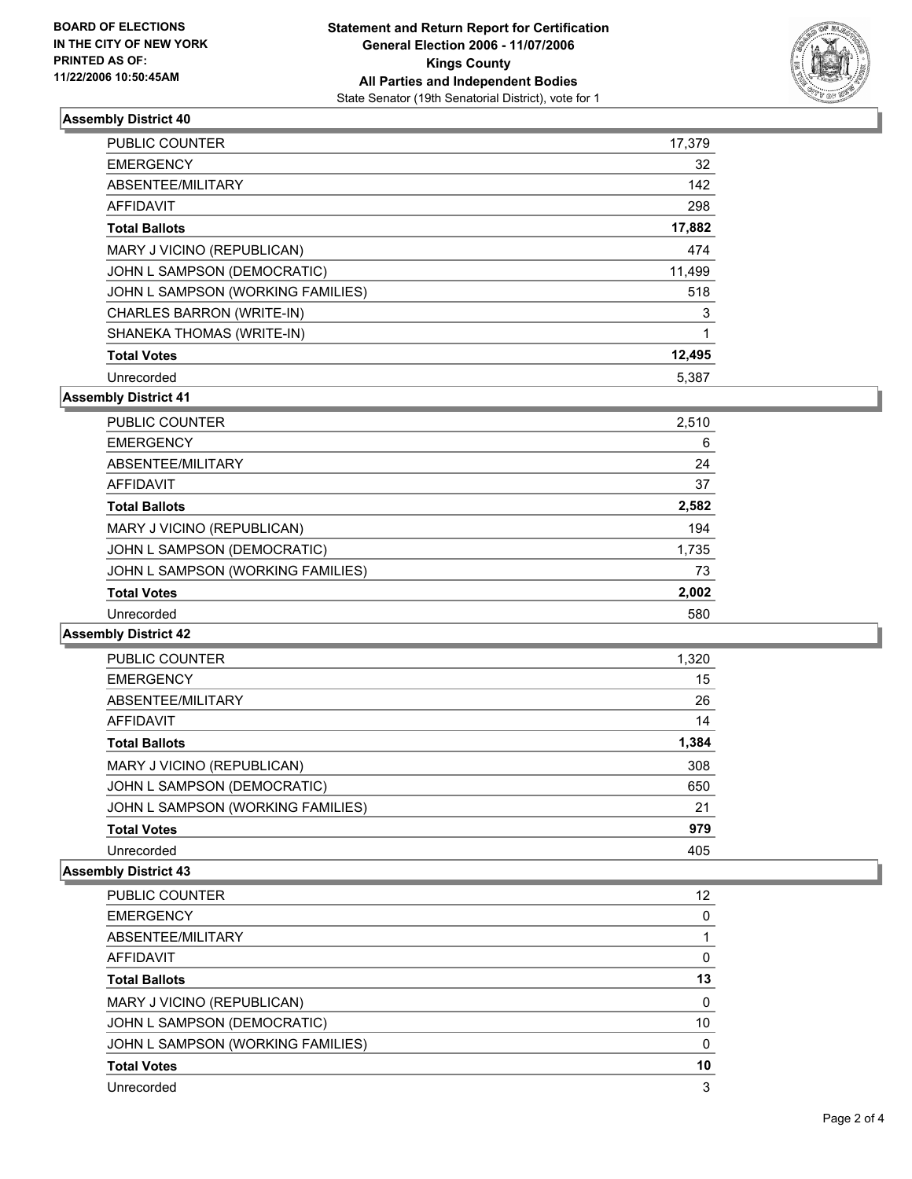**BOARD OF ELECTIONS**
**IN THE CITY OF NEW YORK**
**PRINTED AS OF:**
**11/22/2006 10:50:45AM**

# Statement and Return Report for Certification
## General Election 2006 - 11/07/2006
## Kings County
## All Parties and Independent Bodies
State Senator (19th Senatorial District), vote for 1

### Assembly District 40

| | |
|---|---|
| PUBLIC COUNTER | 17,379 |
| EMERGENCY | 32 |
| ABSENTEE/MILITARY | 142 |
| AFFIDAVIT | 298 |
| **Total Ballots** | **17,882** |
| MARY J VICINO (REPUBLICAN) | 474 |
| JOHN L SAMPSON (DEMOCRATIC) | 11,499 |
| JOHN L SAMPSON (WORKING FAMILIES) | 518 |
| CHARLES BARRON (WRITE-IN) | 3 |
| SHANEKA THOMAS (WRITE-IN) | 1 |
| **Total Votes** | **12,495** |
| Unrecorded | 5,387 |

### Assembly District 41

| | |
|---|---|
| PUBLIC COUNTER | 2,510 |
| EMERGENCY | 6 |
| ABSENTEE/MILITARY | 24 |
| AFFIDAVIT | 37 |
| **Total Ballots** | **2,582** |
| MARY J VICINO (REPUBLICAN) | 194 |
| JOHN L SAMPSON (DEMOCRATIC) | 1,735 |
| JOHN L SAMPSON (WORKING FAMILIES) | 73 |
| **Total Votes** | **2,002** |
| Unrecorded | 580 |

### Assembly District 42

| | |
|---|---|
| PUBLIC COUNTER | 1,320 |
| EMERGENCY | 15 |
| ABSENTEE/MILITARY | 26 |
| AFFIDAVIT | 14 |
| **Total Ballots** | **1,384** |
| MARY J VICINO (REPUBLICAN) | 308 |
| JOHN L SAMPSON (DEMOCRATIC) | 650 |
| JOHN L SAMPSON (WORKING FAMILIES) | 21 |
| **Total Votes** | **979** |
| Unrecorded | 405 |

### Assembly District 43

| | |
|---|---|
| PUBLIC COUNTER | 12 |
| EMERGENCY | 0 |
| ABSENTEE/MILITARY | 1 |
| AFFIDAVIT | 0 |
| **Total Ballots** | **13** |
| MARY J VICINO (REPUBLICAN) | 0 |
| JOHN L SAMPSON (DEMOCRATIC) | 10 |
| JOHN L SAMPSON (WORKING FAMILIES) | 0 |
| **Total Votes** | **10** |
| Unrecorded | 3 |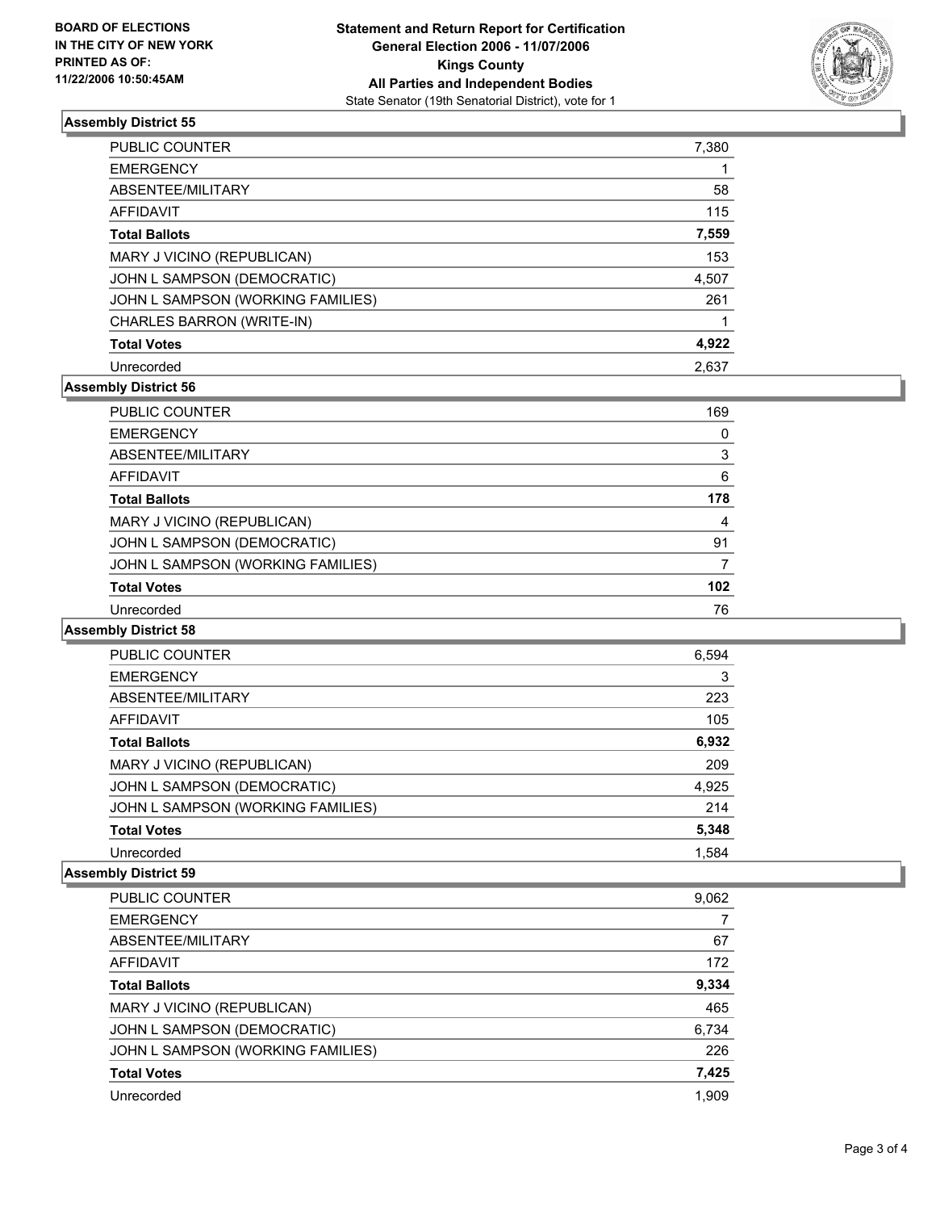**BOARD OF ELECTIONS IN THE CITY OF NEW YORK PRINTED AS OF: 11/22/2006 10:50:45AM**

# Statement and Return Report for Certification
## General Election 2006 - 11/07/2006
## Kings County
## All Parties and Independent Bodies
State Senator (19th Senatorial District), vote for 1

### Assembly District 55

| | |
|---|---|
| PUBLIC COUNTER | 7,380 |
| EMERGENCY | 1 |
| ABSENTEE/MILITARY | 58 |
| AFFIDAVIT | 115 |
| **Total Ballots** | **7,559** |
| MARY J VICINO (REPUBLICAN) | 153 |
| JOHN L SAMPSON (DEMOCRATIC) | 4,507 |
| JOHN L SAMPSON (WORKING FAMILIES) | 261 |
| CHARLES BARRON (WRITE-IN) | 1 |
| **Total Votes** | **4,922** |
| Unrecorded | 2,637 |

### Assembly District 56

| | |
|---|---|
| PUBLIC COUNTER | 169 |
| EMERGENCY | 0 |
| ABSENTEE/MILITARY | 3 |
| AFFIDAVIT | 6 |
| **Total Ballots** | **178** |
| MARY J VICINO (REPUBLICAN) | 4 |
| JOHN L SAMPSON (DEMOCRATIC) | 91 |
| JOHN L SAMPSON (WORKING FAMILIES) | 7 |
| **Total Votes** | **102** |
| Unrecorded | 76 |

### Assembly District 58

| | |
|---|---|
| PUBLIC COUNTER | 6,594 |
| EMERGENCY | 3 |
| ABSENTEE/MILITARY | 223 |
| AFFIDAVIT | 105 |
| **Total Ballots** | **6,932** |
| MARY J VICINO (REPUBLICAN) | 209 |
| JOHN L SAMPSON (DEMOCRATIC) | 4,925 |
| JOHN L SAMPSON (WORKING FAMILIES) | 214 |
| **Total Votes** | **5,348** |
| Unrecorded | 1,584 |

### Assembly District 59

| | |
|---|---|
| PUBLIC COUNTER | 9,062 |
| EMERGENCY | 7 |
| ABSENTEE/MILITARY | 67 |
| AFFIDAVIT | 172 |
| **Total Ballots** | **9,334** |
| MARY J VICINO (REPUBLICAN) | 465 |
| JOHN L SAMPSON (DEMOCRATIC) | 6,734 |
| JOHN L SAMPSON (WORKING FAMILIES) | 226 |
| **Total Votes** | **7,425** |
| Unrecorded | 1,909 |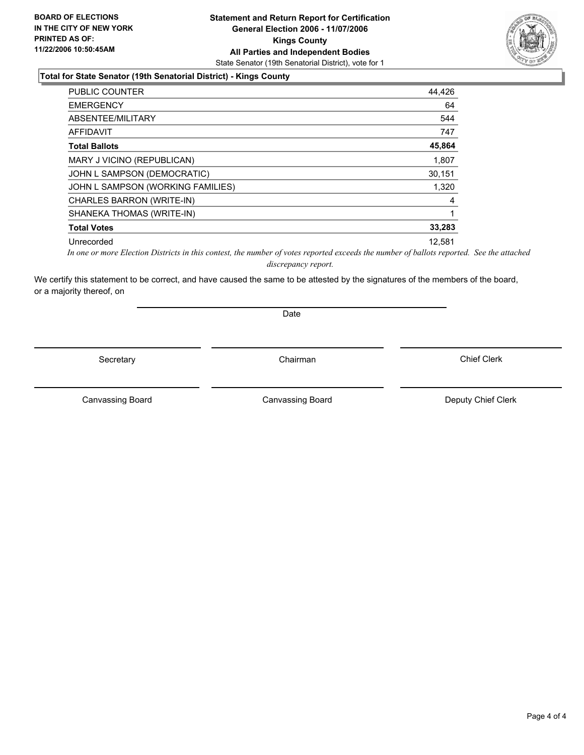**BOARD OF ELECTIONS IN THE CITY OF NEW YORK PRINTED AS OF: 11/22/2006 10:50:45AM**

**Statement and Return Report for Certification**
**General Election 2006 - 11/07/2006**
**Kings County**
**All Parties and Independent Bodies**
State Senator (19th Senatorial District), vote for 1

### Total for State Senator (19th Senatorial District) - Kings County

| | |
|---|---|
| PUBLIC COUNTER | 44,426 |
| EMERGENCY | 64 |
| ABSENTEE/MILITARY | 544 |
| AFFIDAVIT | 747 |
| **Total Ballots** | **45,864** |
| MARY J VICINO (REPUBLICAN) | 1,807 |
| JOHN L SAMPSON (DEMOCRATIC) | 30,151 |
| JOHN L SAMPSON (WORKING FAMILIES) | 1,320 |
| CHARLES BARRON (WRITE-IN) | 4 |
| SHANEKA THOMAS (WRITE-IN) | 1 |
| **Total Votes** | **33,283** |
| Unrecorded | 12,581 |

*In one or more Election Districts in this contest, the number of votes reported exceeds the number of ballots reported. See the attached discrepancy report.*

We certify this statement to be correct, and have caused the same to be attested by the signatures of the members of the board, or a majority thereof, on

Date

Secretary

Chairman

Chief Clerk

Canvassing Board

Canvassing Board

Deputy Chief Clerk